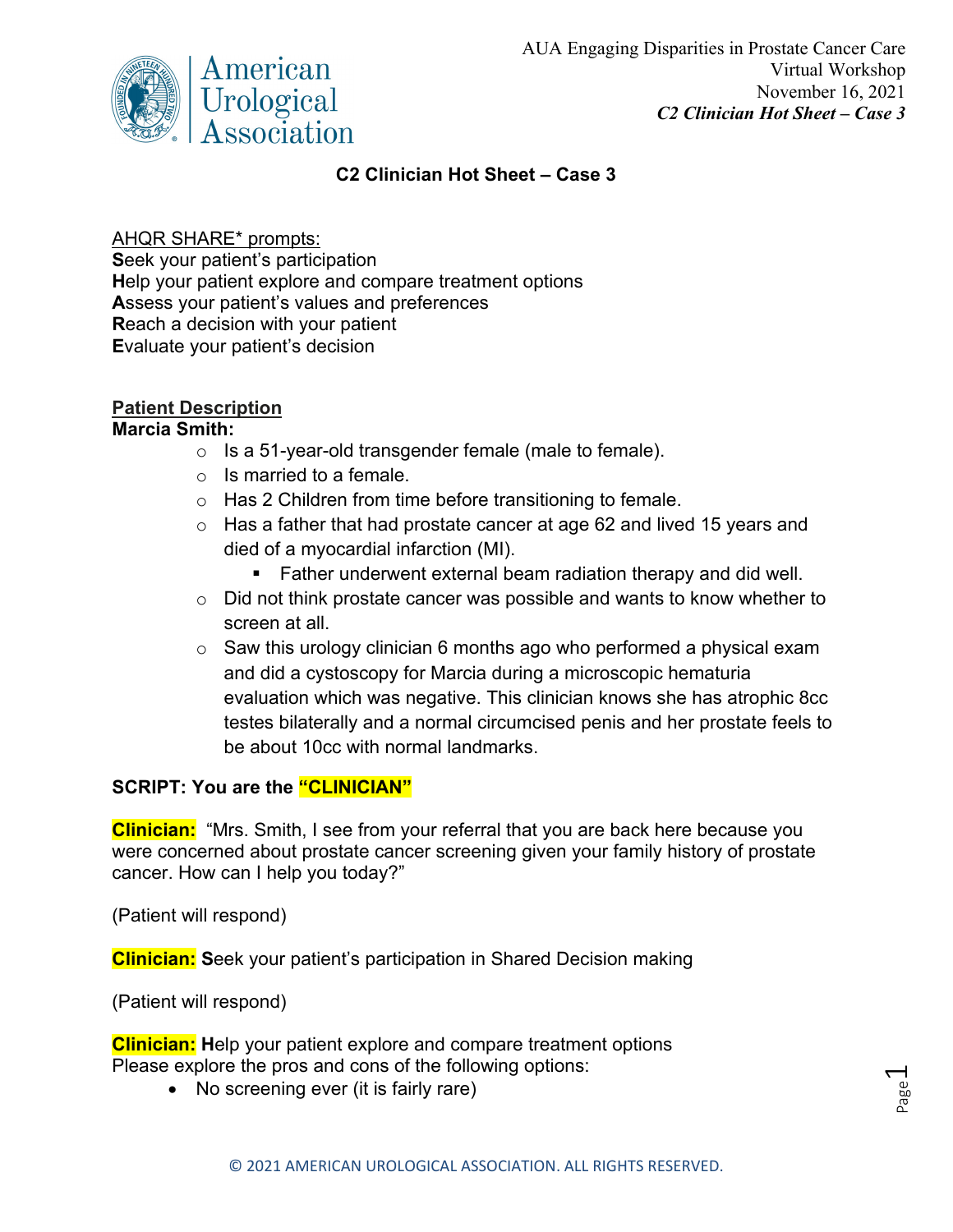AUA Engaging Disparities in Prostate Cancer Care
Virtual Workshop
November 16, 2021
*C2 Clinician Hot Sheet – Case 3*

## C2 Clinician Hot Sheet – Case 3

AHQR SHARE* prompts:
**S**eek your patient's participation
**H**elp your patient explore and compare treatment options
**A**ssess your patient's values and preferences
**R**each a decision with your patient
**E**valuate your patient's decision

**Patient Description**
**Marcia Smith:**

- Is a 51-year-old transgender female (male to female).
- Is married to a female.
- Has 2 Children from time before transitioning to female.
- Has a father that had prostate cancer at age 62 and lived 15 years and died of a myocardial infarction (MI).
  - Father underwent external beam radiation therapy and did well.
- Did not think prostate cancer was possible and wants to know whether to screen at all.
- Saw this urology clinician 6 months ago who performed a physical exam and did a cystoscopy for Marcia during a microscopic hematuria evaluation which was negative. This clinician knows she has atrophic 8cc testes bilaterally and a normal circumcised penis and her prostate feels to be about 10cc with normal landmarks.

**SCRIPT: You are the "CLINICIAN"**

**Clinician:** "Mrs. Smith, I see from your referral that you are back here because you were concerned about prostate cancer screening given your family history of prostate cancer. How can I help you today?"

(Patient will respond)

**Clinician:** **S**eek your patient's participation in Shared Decision making

(Patient will respond)

**Clinician:** **H**elp your patient explore and compare treatment options
Please explore the pros and cons of the following options:

- No screening ever (it is fairly rare)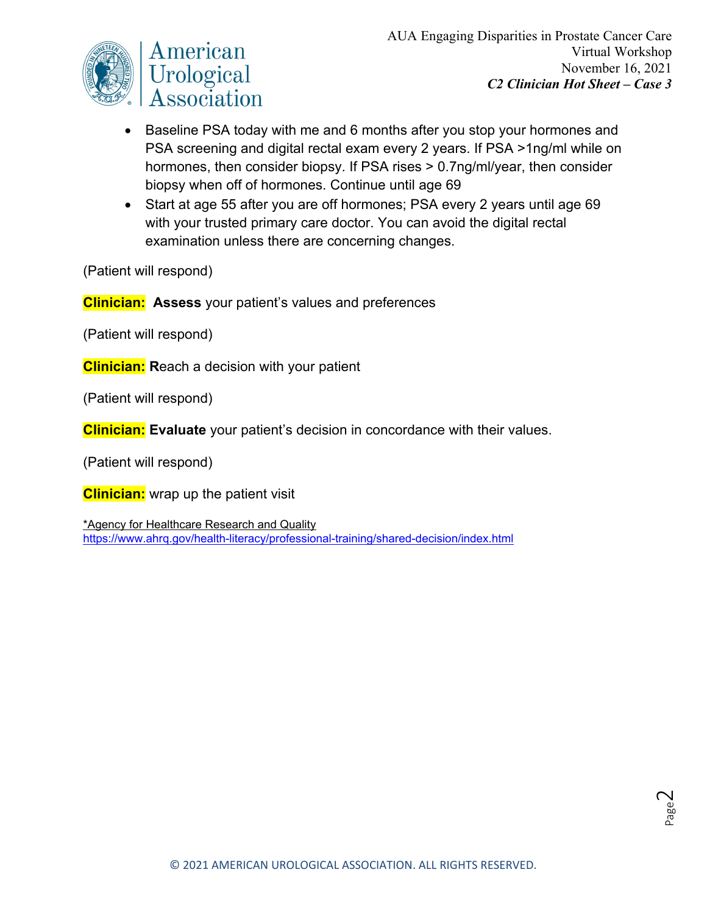- Baseline PSA today with me and 6 months after you stop your hormones and PSA screening and digital rectal exam every 2 years. If PSA >1ng/ml while on hormones, then consider biopsy. If PSA rises > 0.7ng/ml/year, then consider biopsy when off of hormones. Continue until age 69
- Start at age 55 after you are off hormones; PSA every 2 years until age 69 with your trusted primary care doctor. You can avoid the digital rectal examination unless there are concerning changes.

(Patient will respond)

**Clinician:** **Assess** your patient's values and preferences

(Patient will respond)

**Clinician:** **R**each a decision with your patient

(Patient will respond)

**Clinician:** **Evaluate** your patient's decision in concordance with their values.

(Patient will respond)

**Clinician:** wrap up the patient visit

*Agency for Healthcare Research and Quality
https://www.ahrq.gov/health-literacy/professional-training/shared-decision/index.html